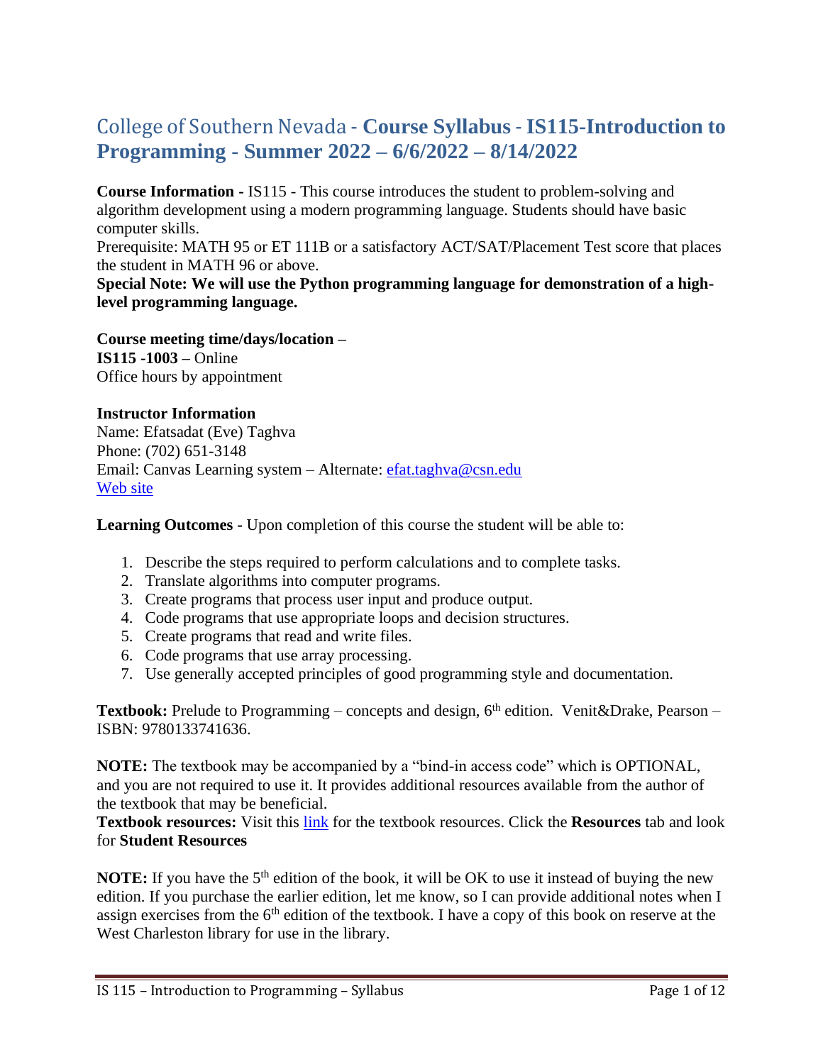# College of Southern Nevada - **Course Syllabus - IS115-Introduction to Programming - Summer 2022 – 6/6/2022 – 8/14/2022**

**Course Information -** IS115 - This course introduces the student to problem-solving and algorithm development using a modern programming language. Students should have basic computer skills.
Prerequisite: MATH 95 or ET 111B or a satisfactory ACT/SAT/Placement Test score that places the student in MATH 96 or above.
**Special Note: We will use the Python programming language for demonstration of a high-level programming language.**

**Course meeting time/days/location –**
**IS115 -1003 –** Online
Office hours by appointment

**Instructor Information**
Name: Efatsadat (Eve) Taghva
Phone: (702) 651-3148
Email: Canvas Learning system – Alternate: efat.taghva@csn.edu
Web site

**Learning Outcomes -** Upon completion of this course the student will be able to:

1. Describe the steps required to perform calculations and to complete tasks.
2. Translate algorithms into computer programs.
3. Create programs that process user input and produce output.
4. Code programs that use appropriate loops and decision structures.
5. Create programs that read and write files.
6. Code programs that use array processing.
7. Use generally accepted principles of good programming style and documentation.

**Textbook:** Prelude to Programming – concepts and design, 6th edition. Venit&Drake, Pearson – ISBN: 9780133741636.

**NOTE:** The textbook may be accompanied by a "bind-in access code" which is OPTIONAL, and you are not required to use it. It provides additional resources available from the author of the textbook that may be beneficial.
**Textbook resources:** Visit this link for the textbook resources. Click the **Resources** tab and look for **Student Resources**

**NOTE:** If you have the 5th edition of the book, it will be OK to use it instead of buying the new edition. If you purchase the earlier edition, let me know, so I can provide additional notes when I assign exercises from the 6th edition of the textbook. I have a copy of this book on reserve at the West Charleston library for use in the library.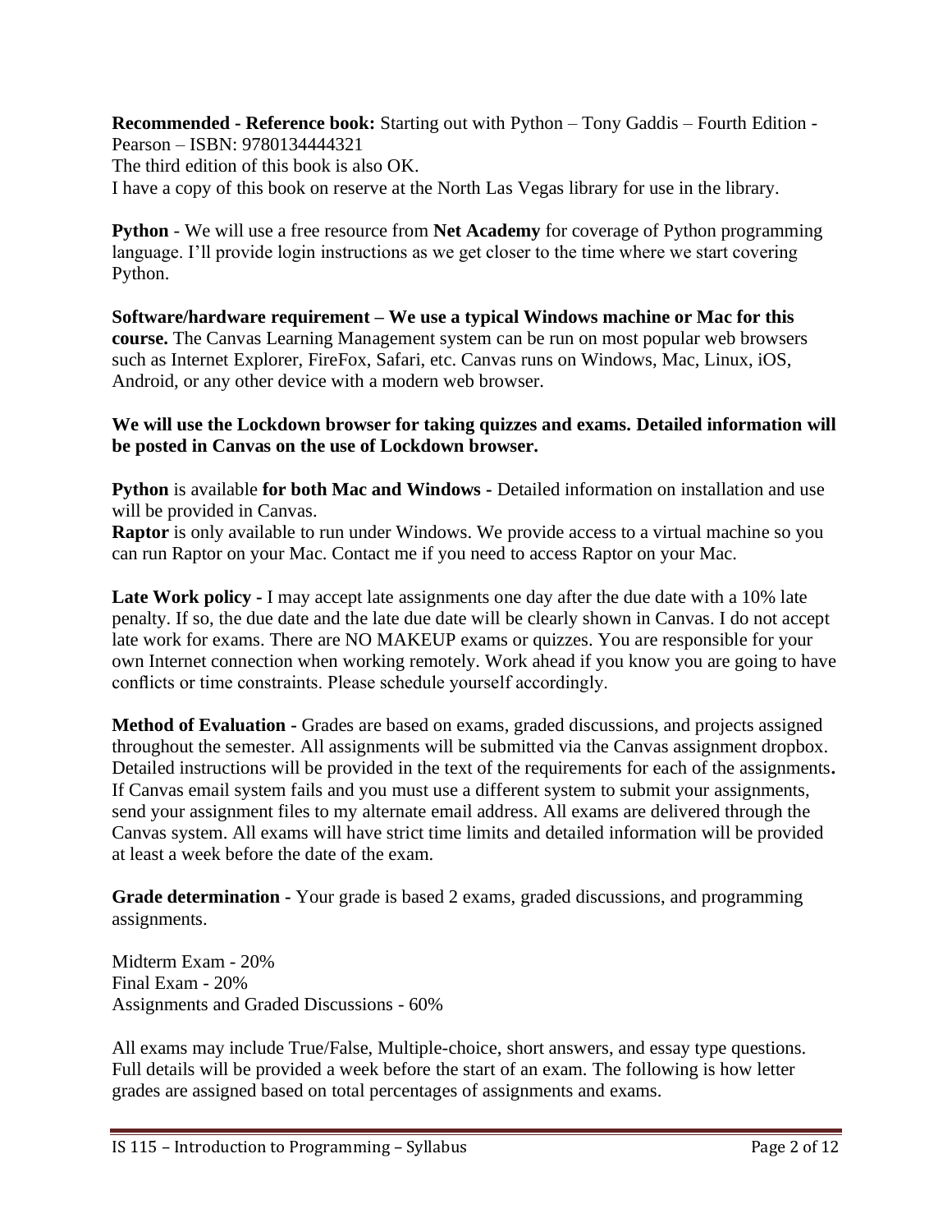**Recommended - Reference book:** Starting out with Python – Tony Gaddis – Fourth Edition - Pearson – ISBN: 9780134444321
The third edition of this book is also OK.
I have a copy of this book on reserve at the North Las Vegas library for use in the library.

**Python** - We will use a free resource from **Net Academy** for coverage of Python programming language. I'll provide login instructions as we get closer to the time where we start covering Python.

**Software/hardware requirement – We use a typical Windows machine or Mac for this course.** The Canvas Learning Management system can be run on most popular web browsers such as Internet Explorer, FireFox, Safari, etc. Canvas runs on Windows, Mac, Linux, iOS, Android, or any other device with a modern web browser.

**We will use the Lockdown browser for taking quizzes and exams. Detailed information will be posted in Canvas on the use of Lockdown browser.**

**Python** is available **for both Mac and Windows -** Detailed information on installation and use will be provided in Canvas.
**Raptor** is only available to run under Windows. We provide access to a virtual machine so you can run Raptor on your Mac. Contact me if you need to access Raptor on your Mac.

**Late Work policy -** I may accept late assignments one day after the due date with a 10% late penalty. If so, the due date and the late due date will be clearly shown in Canvas. I do not accept late work for exams. There are NO MAKEUP exams or quizzes. You are responsible for your own Internet connection when working remotely. Work ahead if you know you are going to have conflicts or time constraints. Please schedule yourself accordingly.

**Method of Evaluation -** Grades are based on exams, graded discussions, and projects assigned throughout the semester. All assignments will be submitted via the Canvas assignment dropbox. Detailed instructions will be provided in the text of the requirements for each of the assignments**.** If Canvas email system fails and you must use a different system to submit your assignments, send your assignment files to my alternate email address. All exams are delivered through the Canvas system. All exams will have strict time limits and detailed information will be provided at least a week before the date of the exam.

**Grade determination -** Your grade is based 2 exams, graded discussions, and programming assignments.

Midterm Exam - 20%
Final Exam - 20%
Assignments and Graded Discussions - 60%

All exams may include True/False, Multiple-choice, short answers, and essay type questions. Full details will be provided a week before the start of an exam. The following is how letter grades are assigned based on total percentages of assignments and exams.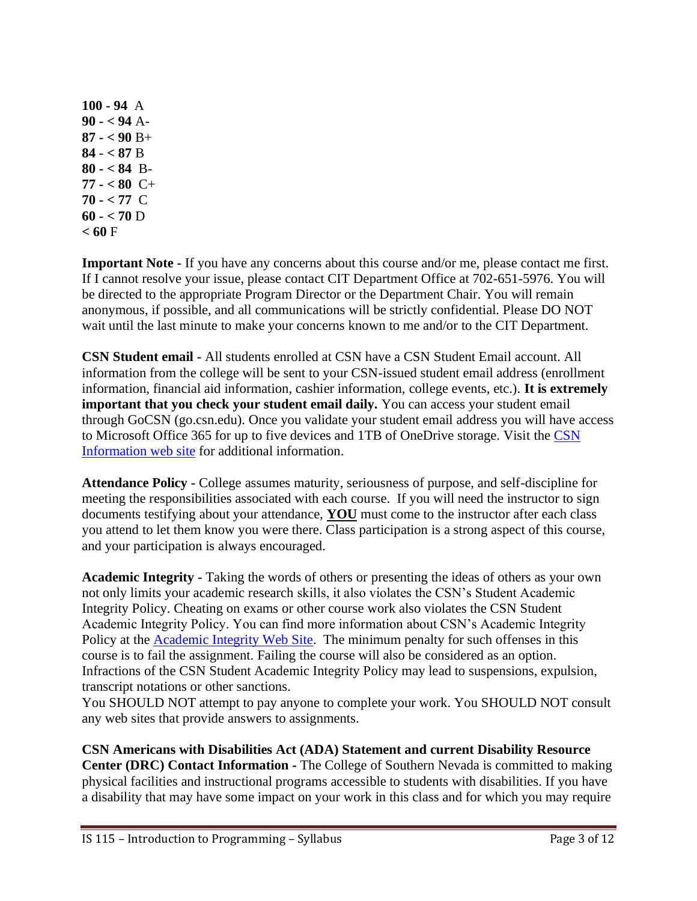**100 - 94** A  
**90 - < 94** A-  
**87 - < 90** B+  
**84 - < 87** B  
**80 - < 84** B-  
**77 - < 80** C+  
**70 - < 77** C  
**60 - < 70** D  
**< 60** F

**Important Note -** If you have any concerns about this course and/or me, please contact me first. If I cannot resolve your issue, please contact CIT Department Office at 702-651-5976. You will be directed to the appropriate Program Director or the Department Chair. You will remain anonymous, if possible, and all communications will be strictly confidential. Please DO NOT wait until the last minute to make your concerns known to me and/or to the CIT Department.

**CSN Student email -** All students enrolled at CSN have a CSN Student Email account. All information from the college will be sent to your CSN-issued student email address (enrollment information, financial aid information, cashier information, college events, etc.). **It is extremely important that you check your student email daily.** You can access your student email through GoCSN (go.csn.edu). Once you validate your student email address you will have access to Microsoft Office 365 for up to five devices and 1TB of OneDrive storage. Visit the CSN Information web site for additional information.

**Attendance Policy -** College assumes maturity, seriousness of purpose, and self-discipline for meeting the responsibilities associated with each course. If you will need the instructor to sign documents testifying about your attendance, **YOU** must come to the instructor after each class you attend to let them know you were there. Class participation is a strong aspect of this course, and your participation is always encouraged.

**Academic Integrity -** Taking the words of others or presenting the ideas of others as your own not only limits your academic research skills, it also violates the CSN's Student Academic Integrity Policy. Cheating on exams or other course work also violates the CSN Student Academic Integrity Policy. You can find more information about CSN's Academic Integrity Policy at the Academic Integrity Web Site. The minimum penalty for such offenses in this course is to fail the assignment. Failing the course will also be considered as an option. Infractions of the CSN Student Academic Integrity Policy may lead to suspensions, expulsion, transcript notations or other sanctions.  
You SHOULD NOT attempt to pay anyone to complete your work. You SHOULD NOT consult any web sites that provide answers to assignments.

**CSN Americans with Disabilities Act (ADA) Statement and current Disability Resource Center (DRC) Contact Information -** The College of Southern Nevada is committed to making physical facilities and instructional programs accessible to students with disabilities. If you have a disability that may have some impact on your work in this class and for which you may require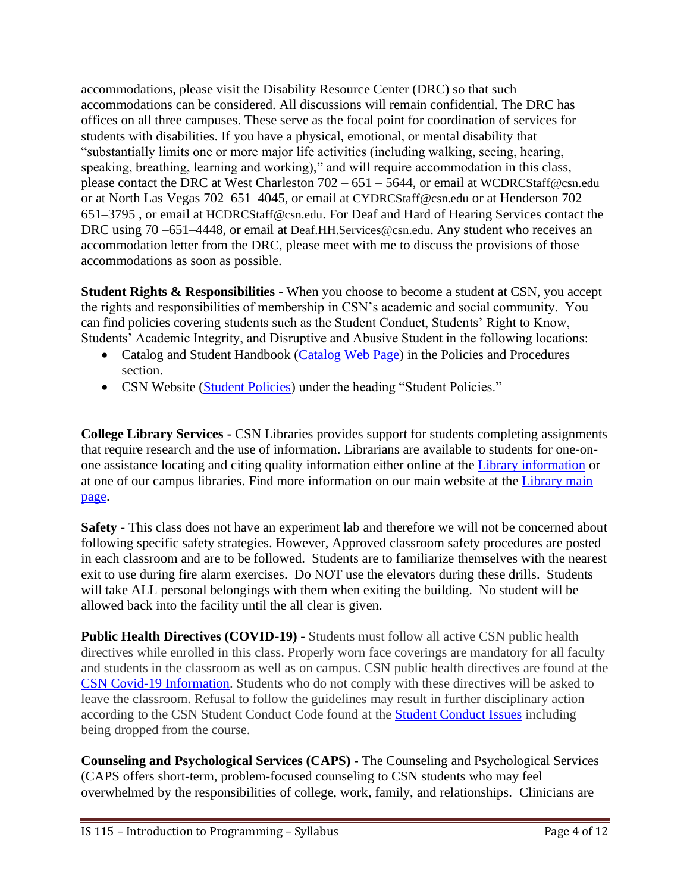accommodations, please visit the Disability Resource Center (DRC) so that such accommodations can be considered. All discussions will remain confidential. The DRC has offices on all three campuses. These serve as the focal point for coordination of services for students with disabilities. If you have a physical, emotional, or mental disability that "substantially limits one or more major life activities (including walking, seeing, hearing, speaking, breathing, learning and working)," and will require accommodation in this class, please contact the DRC at West Charleston 702 – 651 – 5644, or email at WCDRCStaff@csn.edu or at North Las Vegas 702–651–4045, or email at CYDRCStaff@csn.edu or at Henderson 702–651–3795 , or email at HCDRCStaff@csn.edu. For Deaf and Hard of Hearing Services contact the DRC using 70 –651–4448, or email at Deaf.HH.Services@csn.edu. Any student who receives an accommodation letter from the DRC, please meet with me to discuss the provisions of those accommodations as soon as possible.

**Student Rights & Responsibilities -** When you choose to become a student at CSN, you accept the rights and responsibilities of membership in CSN's academic and social community. You can find policies covering students such as the Student Conduct, Students' Right to Know, Students' Academic Integrity, and Disruptive and Abusive Student in the following locations:

- Catalog and Student Handbook (Catalog Web Page) in the Policies and Procedures section.
- CSN Website (Student Policies) under the heading "Student Policies."

**College Library Services -** CSN Libraries provides support for students completing assignments that require research and the use of information. Librarians are available to students for one-on-one assistance locating and citing quality information either online at the Library information or at one of our campus libraries. Find more information on our main website at the Library main page.

**Safety -** This class does not have an experiment lab and therefore we will not be concerned about following specific safety strategies. However, Approved classroom safety procedures are posted in each classroom and are to be followed. Students are to familiarize themselves with the nearest exit to use during fire alarm exercises. Do NOT use the elevators during these drills. Students will take ALL personal belongings with them when exiting the building. No student will be allowed back into the facility until the all clear is given.

**Public Health Directives (COVID-19) -** Students must follow all active CSN public health directives while enrolled in this class. Properly worn face coverings are mandatory for all faculty and students in the classroom as well as on campus. CSN public health directives are found at the CSN Covid-19 Information. Students who do not comply with these directives will be asked to leave the classroom. Refusal to follow the guidelines may result in further disciplinary action according to the CSN Student Conduct Code found at the Student Conduct Issues including being dropped from the course.

**Counseling and Psychological Services (CAPS)** - The Counseling and Psychological Services (CAPS offers short-term, problem-focused counseling to CSN students who may feel overwhelmed by the responsibilities of college, work, family, and relationships. Clinicians are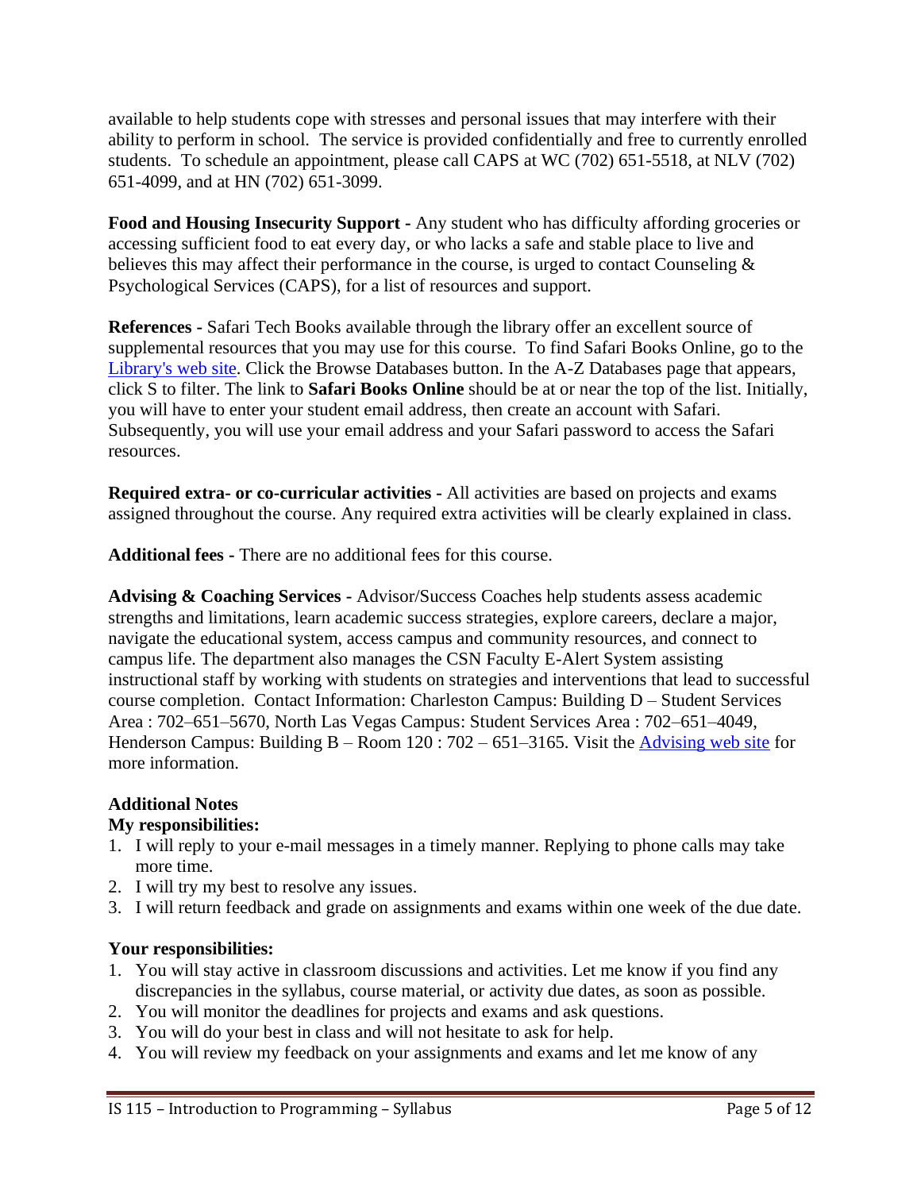available to help students cope with stresses and personal issues that may interfere with their ability to perform in school. The service is provided confidentially and free to currently enrolled students. To schedule an appointment, please call CAPS at WC (702) 651-5518, at NLV (702) 651-4099, and at HN (702) 651-3099.

**Food and Housing Insecurity Support -** Any student who has difficulty affording groceries or accessing sufficient food to eat every day, or who lacks a safe and stable place to live and believes this may affect their performance in the course, is urged to contact Counseling & Psychological Services (CAPS), for a list of resources and support.

**References** - Safari Tech Books available through the library offer an excellent source of supplemental resources that you may use for this course. To find Safari Books Online, go to the Library's web site. Click the Browse Databases button. In the A-Z Databases page that appears, click S to filter. The link to **Safari Books Online** should be at or near the top of the list. Initially, you will have to enter your student email address, then create an account with Safari. Subsequently, you will use your email address and your Safari password to access the Safari resources.

**Required extra- or co-curricular activities -** All activities are based on projects and exams assigned throughout the course. Any required extra activities will be clearly explained in class.

**Additional fees -** There are no additional fees for this course.

**Advising & Coaching Services -** Advisor/Success Coaches help students assess academic strengths and limitations, learn academic success strategies, explore careers, declare a major, navigate the educational system, access campus and community resources, and connect to campus life. The department also manages the CSN Faculty E-Alert System assisting instructional staff by working with students on strategies and interventions that lead to successful course completion. Contact Information: Charleston Campus: Building D – Student Services Area : 702–651–5670, North Las Vegas Campus: Student Services Area : 702–651–4049, Henderson Campus: Building B – Room 120 : 702 – 651–3165. Visit the Advising web site for more information.

### Additional Notes

**My responsibilities:**

1. I will reply to your e-mail messages in a timely manner. Replying to phone calls may take more time.
2. I will try my best to resolve any issues.
3. I will return feedback and grade on assignments and exams within one week of the due date.

**Your responsibilities:**

1. You will stay active in classroom discussions and activities. Let me know if you find any discrepancies in the syllabus, course material, or activity due dates, as soon as possible.
2. You will monitor the deadlines for projects and exams and ask questions.
3. You will do your best in class and will not hesitate to ask for help.
4. You will review my feedback on your assignments and exams and let me know of any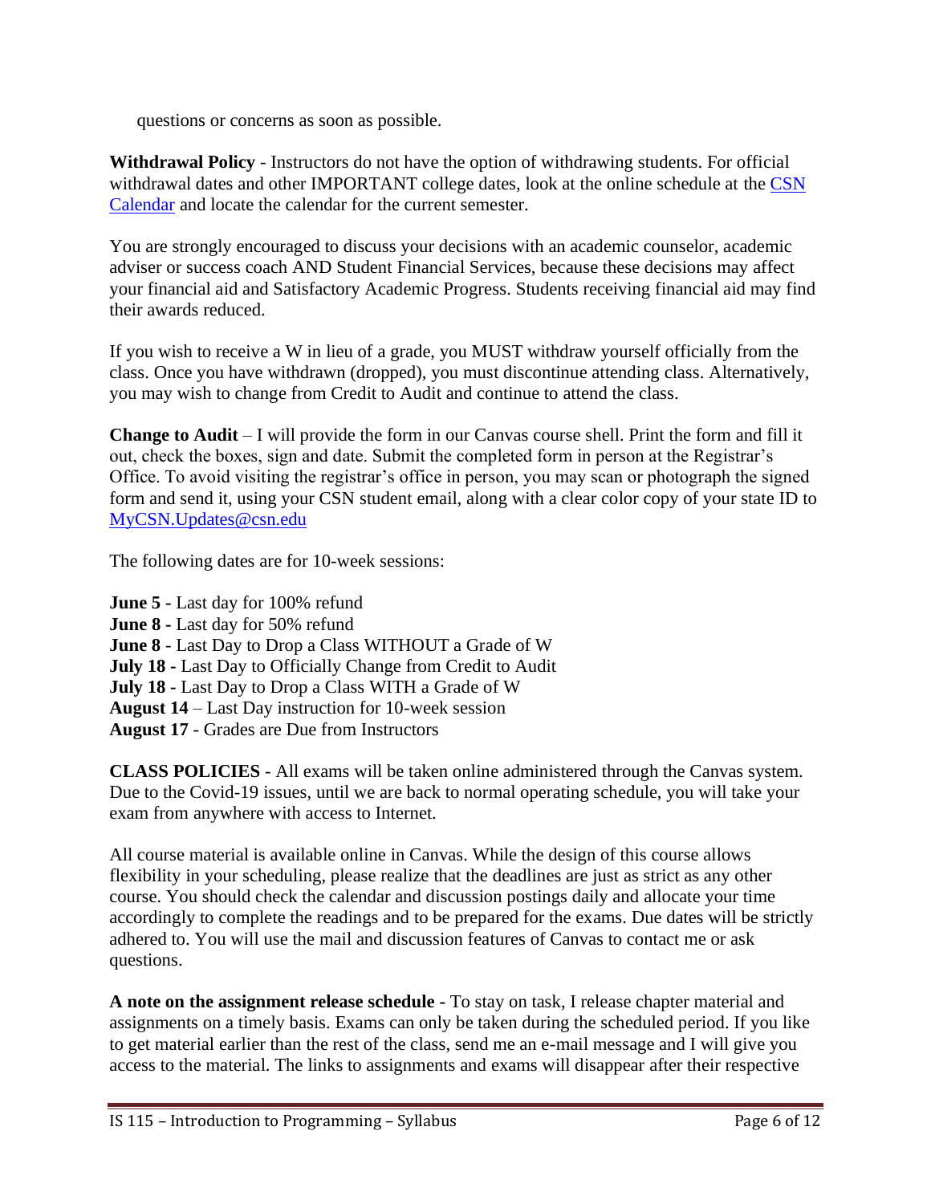questions or concerns as soon as possible.

**Withdrawal Policy** - Instructors do not have the option of withdrawing students. For official withdrawal dates and other IMPORTANT college dates, look at the online schedule at the CSN Calendar and locate the calendar for the current semester.

You are strongly encouraged to discuss your decisions with an academic counselor, academic adviser or success coach AND Student Financial Services, because these decisions may affect your financial aid and Satisfactory Academic Progress. Students receiving financial aid may find their awards reduced.

If you wish to receive a W in lieu of a grade, you MUST withdraw yourself officially from the class. Once you have withdrawn (dropped), you must discontinue attending class. Alternatively, you may wish to change from Credit to Audit and continue to attend the class.

**Change to Audit** – I will provide the form in our Canvas course shell. Print the form and fill it out, check the boxes, sign and date. Submit the completed form in person at the Registrar's Office. To avoid visiting the registrar's office in person, you may scan or photograph the signed form and send it, using your CSN student email, along with a clear color copy of your state ID to MyCSN.Updates@csn.edu

The following dates are for 10-week sessions:

**June 5 -** Last day for 100% refund
**June 8 -** Last day for 50% refund
**June 8** - Last Day to Drop a Class WITHOUT a Grade of W
**July 18 -** Last Day to Officially Change from Credit to Audit
**July 18 -** Last Day to Drop a Class WITH a Grade of W
**August 14** – Last Day instruction for 10-week session
**August 17** - Grades are Due from Instructors

**CLASS POLICIES** - All exams will be taken online administered through the Canvas system. Due to the Covid-19 issues, until we are back to normal operating schedule, you will take your exam from anywhere with access to Internet.

All course material is available online in Canvas. While the design of this course allows flexibility in your scheduling, please realize that the deadlines are just as strict as any other course. You should check the calendar and discussion postings daily and allocate your time accordingly to complete the readings and to be prepared for the exams. Due dates will be strictly adhered to. You will use the mail and discussion features of Canvas to contact me or ask questions.

**A note on the assignment release schedule -** To stay on task, I release chapter material and assignments on a timely basis. Exams can only be taken during the scheduled period. If you like to get material earlier than the rest of the class, send me an e-mail message and I will give you access to the material. The links to assignments and exams will disappear after their respective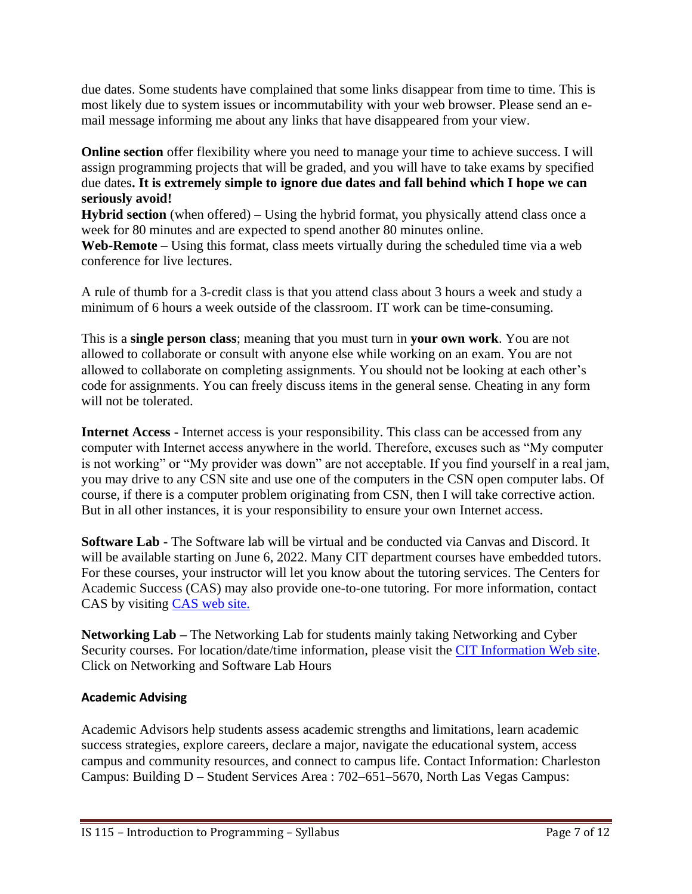due dates. Some students have complained that some links disappear from time to time. This is most likely due to system issues or incommutability with your web browser. Please send an e-mail message informing me about any links that have disappeared from your view.

**Online section** offer flexibility where you need to manage your time to achieve success. I will assign programming projects that will be graded, and you will have to take exams by specified due dates**. It is extremely simple to ignore due dates and fall behind which I hope we can seriously avoid!**

**Hybrid section** (when offered) – Using the hybrid format, you physically attend class once a week for 80 minutes and are expected to spend another 80 minutes online.

**Web-Remote** – Using this format, class meets virtually during the scheduled time via a web conference for live lectures.

A rule of thumb for a 3-credit class is that you attend class about 3 hours a week and study a minimum of 6 hours a week outside of the classroom. IT work can be time-consuming.

This is a **single person class**; meaning that you must turn in **your own work**. You are not allowed to collaborate or consult with anyone else while working on an exam. You are not allowed to collaborate on completing assignments. You should not be looking at each other's code for assignments. You can freely discuss items in the general sense. Cheating in any form will not be tolerated.

**Internet Access -** Internet access is your responsibility. This class can be accessed from any computer with Internet access anywhere in the world. Therefore, excuses such as "My computer is not working" or "My provider was down" are not acceptable. If you find yourself in a real jam, you may drive to any CSN site and use one of the computers in the CSN open computer labs. Of course, if there is a computer problem originating from CSN, then I will take corrective action. But in all other instances, it is your responsibility to ensure your own Internet access.

**Software Lab -** The Software lab will be virtual and be conducted via Canvas and Discord. It will be available starting on June 6, 2022. Many CIT department courses have embedded tutors. For these courses, your instructor will let you know about the tutoring services. The Centers for Academic Success (CAS) may also provide one-to-one tutoring. For more information, contact CAS by visiting CAS web site.

**Networking Lab –** The Networking Lab for students mainly taking Networking and Cyber Security courses. For location/date/time information, please visit the CIT Information Web site. Click on Networking and Software Lab Hours

### Academic Advising

Academic Advisors help students assess academic strengths and limitations, learn academic success strategies, explore careers, declare a major, navigate the educational system, access campus and community resources, and connect to campus life. Contact Information: Charleston Campus: Building D – Student Services Area : 702–651–5670, North Las Vegas Campus: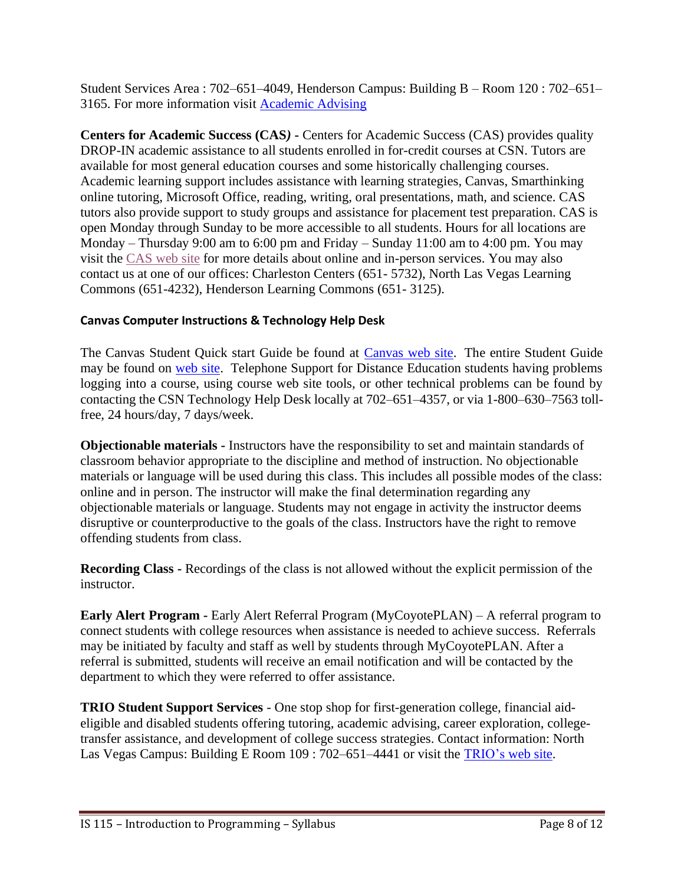Student Services Area : 702–651–4049, Henderson Campus: Building B – Room 120 : 702–651–3165. For more information visit [Academic Advising]

**Centers for Academic Success (CAS*)* -** Centers for Academic Success (CAS) provides quality DROP-IN academic assistance to all students enrolled in for-credit courses at CSN. Tutors are available for most general education courses and some historically challenging courses. Academic learning support includes assistance with learning strategies, Canvas, Smarthinking online tutoring, Microsoft Office, reading, writing, oral presentations, math, and science. CAS tutors also provide support to study groups and assistance for placement test preparation. CAS is open Monday through Sunday to be more accessible to all students. Hours for all locations are Monday – Thursday 9:00 am to 6:00 pm and Friday – Sunday 11:00 am to 4:00 pm. You may visit the [CAS web site] for more details about online and in-person services. You may also contact us at one of our offices: Charleston Centers (651- 5732), North Las Vegas Learning Commons (651-4232), Henderson Learning Commons (651- 3125).

### Canvas Computer Instructions & Technology Help Desk

The Canvas Student Quick start Guide be found at [Canvas web site]. The entire Student Guide may be found on [web site]. Telephone Support for Distance Education students having problems logging into a course, using course web site tools, or other technical problems can be found by contacting the CSN Technology Help Desk locally at 702–651–4357, or via 1-800–630–7563 toll-free, 24 hours/day, 7 days/week.

**Objectionable materials -** Instructors have the responsibility to set and maintain standards of classroom behavior appropriate to the discipline and method of instruction. No objectionable materials or language will be used during this class. This includes all possible modes of the class: online and in person. The instructor will make the final determination regarding any objectionable materials or language. Students may not engage in activity the instructor deems disruptive or counterproductive to the goals of the class. Instructors have the right to remove offending students from class.

**Recording Class -** Recordings of the class is not allowed without the explicit permission of the instructor.

**Early Alert Program -** Early Alert Referral Program (MyCoyotePLAN) – A referral program to connect students with college resources when assistance is needed to achieve success. Referrals may be initiated by faculty and staff as well by students through MyCoyotePLAN. After a referral is submitted, students will receive an email notification and will be contacted by the department to which they were referred to offer assistance.

**TRIO Student Support Services** - One stop shop for first-generation college, financial aid-eligible and disabled students offering tutoring, academic advising, career exploration, college-transfer assistance, and development of college success strategies. Contact information: North Las Vegas Campus: Building E Room 109 : 702–651–4441 or visit the [TRIO's web site].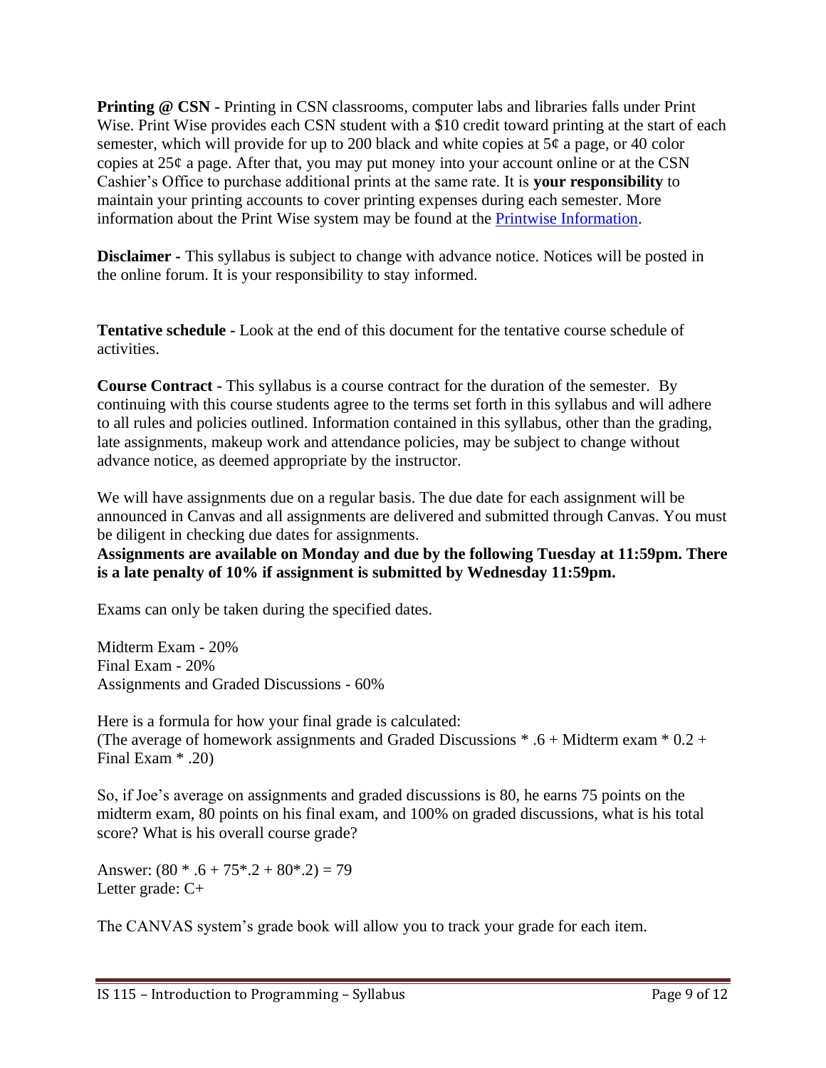**Printing @ CSN -** Printing in CSN classrooms, computer labs and libraries falls under Print Wise. Print Wise provides each CSN student with a $10 credit toward printing at the start of each semester, which will provide for up to 200 black and white copies at 5¢ a page, or 40 color copies at 25¢ a page. After that, you may put money into your account online or at the CSN Cashier's Office to purchase additional prints at the same rate. It is **your responsibility** to maintain your printing accounts to cover printing expenses during each semester. More information about the Print Wise system may be found at the [Printwise Information](#).

**Disclaimer -** This syllabus is subject to change with advance notice. Notices will be posted in the online forum. It is your responsibility to stay informed.

**Tentative schedule -** Look at the end of this document for the tentative course schedule of activities.

**Course Contract -** This syllabus is a course contract for the duration of the semester. By continuing with this course students agree to the terms set forth in this syllabus and will adhere to all rules and policies outlined. Information contained in this syllabus, other than the grading, late assignments, makeup work and attendance policies, may be subject to change without advance notice, as deemed appropriate by the instructor.

We will have assignments due on a regular basis. The due date for each assignment will be announced in Canvas and all assignments are delivered and submitted through Canvas. You must be diligent in checking due dates for assignments.
**Assignments are available on Monday and due by the following Tuesday at 11:59pm. There is a late penalty of 10% if assignment is submitted by Wednesday 11:59pm.**

Exams can only be taken during the specified dates.

Midterm Exam - 20%
Final Exam - 20%
Assignments and Graded Discussions - 60%

Here is a formula for how your final grade is calculated:
(The average of homework assignments and Graded Discussions * .6 + Midterm exam * 0.2 + Final Exam * .20)

So, if Joe's average on assignments and graded discussions is 80, he earns 75 points on the midterm exam, 80 points on his final exam, and 100% on graded discussions, what is his total score? What is his overall course grade?

Answer: (80 * .6 + 75*.2 + 80*.2) = 79
Letter grade: C+

The CANVAS system's grade book will allow you to track your grade for each item.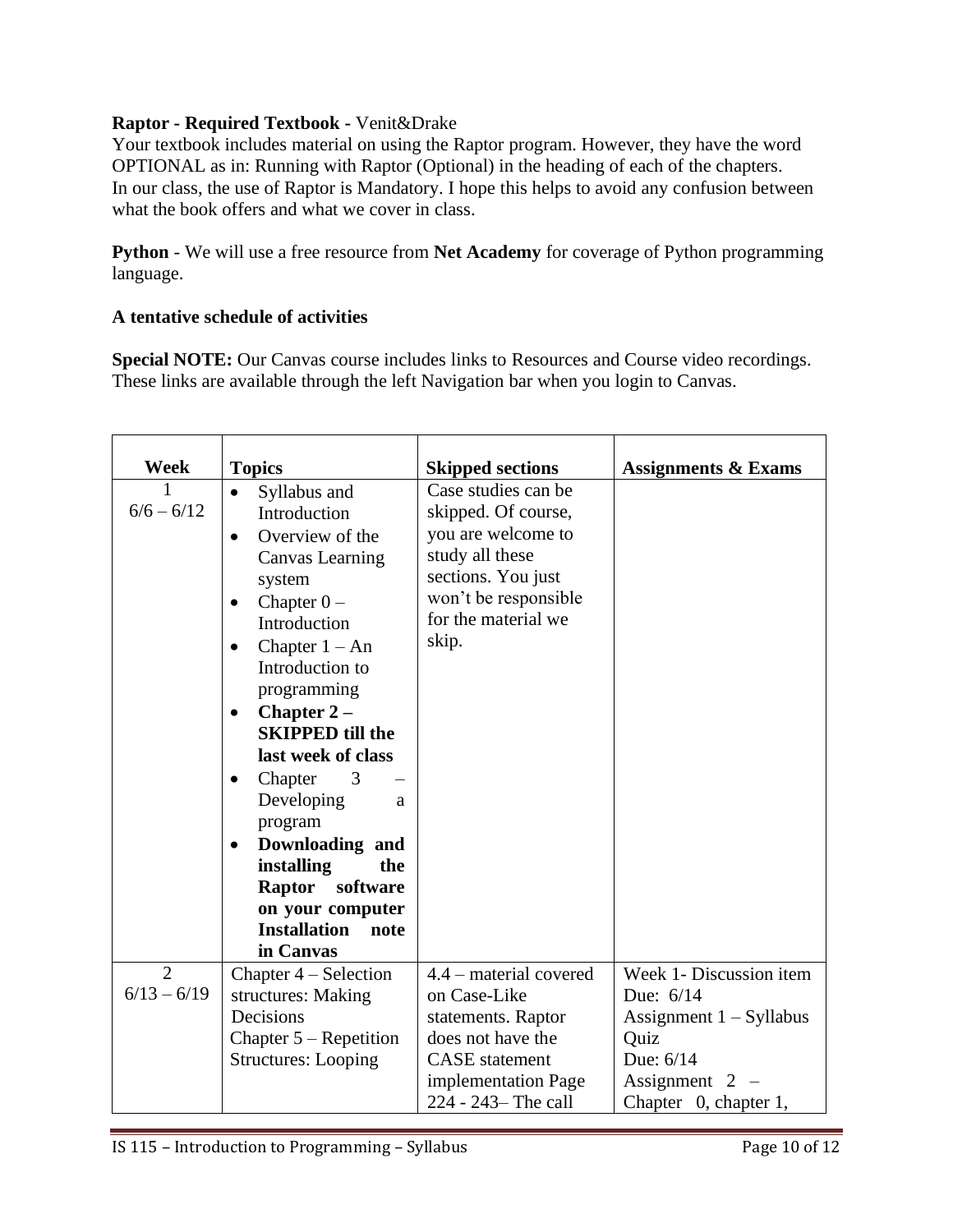**Raptor - Required Textbook -** Venit&Drake

Your textbook includes material on using the Raptor program. However, they have the word OPTIONAL as in: Running with Raptor (Optional) in the heading of each of the chapters. In our class, the use of Raptor is Mandatory. I hope this helps to avoid any confusion between what the book offers and what we cover in class.

**Python** - We will use a free resource from **Net Academy** for coverage of Python programming language.

**A tentative schedule of activities**

**Special NOTE:** Our Canvas course includes links to Resources and Course video recordings. These links are available through the left Navigation bar when you login to Canvas.

| Week | Topics | Skipped sections | Assignments & Exams |
|---|---|---|---|
| 1<br>6/6 – 6/12 | • Syllabus and Introduction<br>• Overview of the Canvas Learning system<br>• Chapter 0 – Introduction<br>• Chapter 1 – An Introduction to programming<br>• **Chapter 2 – SKIPPED till the last week of class**<br>• Chapter 3 – Developing a program<br>• **Downloading and installing the Raptor software on your computer Installation note in Canvas** | Case studies can be skipped. Of course, you are welcome to study all these sections. You just won't be responsible for the material we skip. | |
| 2<br>6/13 – 6/19 | Chapter 4 – Selection structures: Making Decisions<br>Chapter 5 – Repetition Structures: Looping | 4.4 – material covered on Case-Like statements. Raptor does not have the CASE statement implementation Page 224 - 243– The call | Week 1- Discussion item Due: 6/14<br>Assignment 1 – Syllabus Quiz Due: 6/14<br>Assignment 2 – Chapter 0, chapter 1, |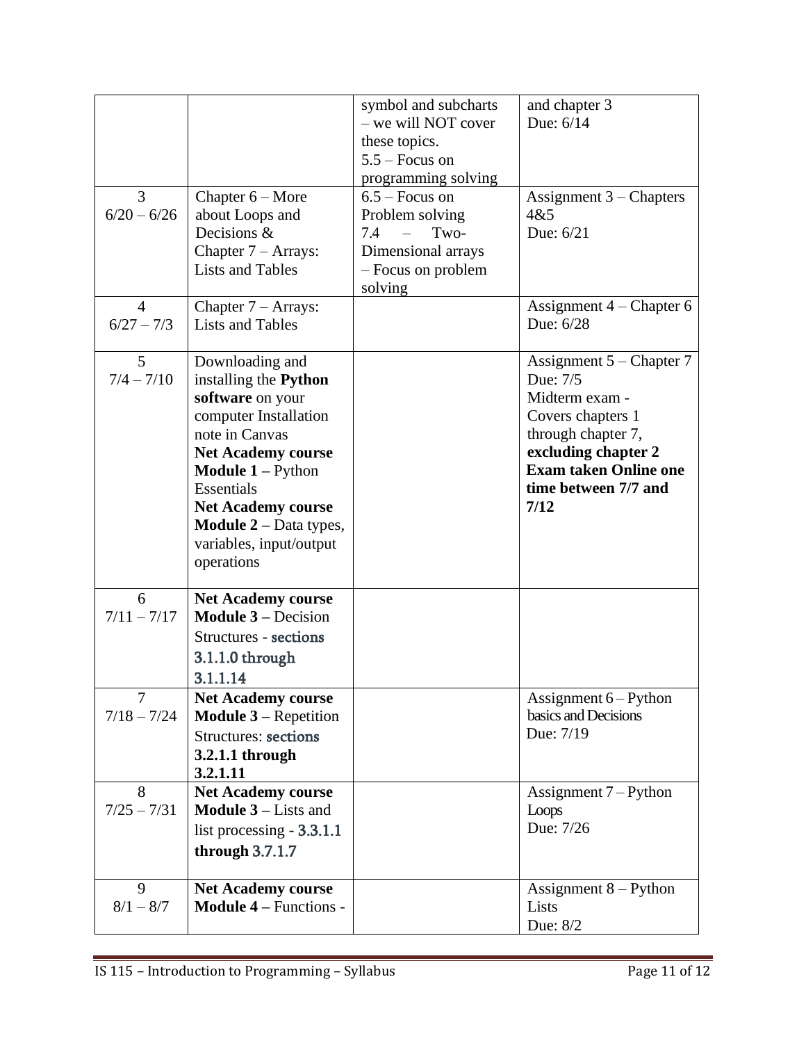|  |  | symbol and subcharts – we will NOT cover these topics. 5.5 – Focus on programming solving | and chapter 3 Due: 6/14 |
|---|---|---|---|
| 3 6/20 – 6/26 | Chapter 6 – More about Loops and Decisions & Chapter 7 – Arrays: Lists and Tables | 6.5 – Focus on Problem solving 7.4 – Two-Dimensional arrays – Focus on problem solving | Assignment 3 – Chapters 4&5 Due: 6/21 |
| 4 6/27 – 7/3 | Chapter 7 – Arrays: Lists and Tables |  | Assignment 4 – Chapter 6 Due: 6/28 |
| 5 7/4 – 7/10 | Downloading and installing the **Python software** on your computer Installation note in Canvas **Net Academy course Module 1 –** Python Essentials **Net Academy course Module 2 –** Data types, variables, input/output operations |  | Assignment 5 – Chapter 7 Due: 7/5 Midterm exam - Covers chapters 1 through chapter 7, **excluding chapter 2** **Exam taken Online one time between 7/7 and 7/12** |
| 6 7/11 – 7/17 | **Net Academy course Module 3 –** Decision Structures - sections 3.1.1.0 through 3.1.1.14 |  |  |
| 7 7/18 – 7/24 | **Net Academy course Module 3 –** Repetition Structures: sections **3.2.1.1 through 3.2.1.11** |  | Assignment 6 – Python basics and Decisions Due: 7/19 |
| 8 7/25 – 7/31 | **Net Academy course Module 3 –** Lists and list processing - **3.3.1.1 through 3.7.1.7** |  | Assignment 7 – Python Loops Due: 7/26 |
| 9 8/1 – 8/7 | **Net Academy course Module 4 –** Functions - |  | Assignment 8 – Python Lists Due: 8/2 |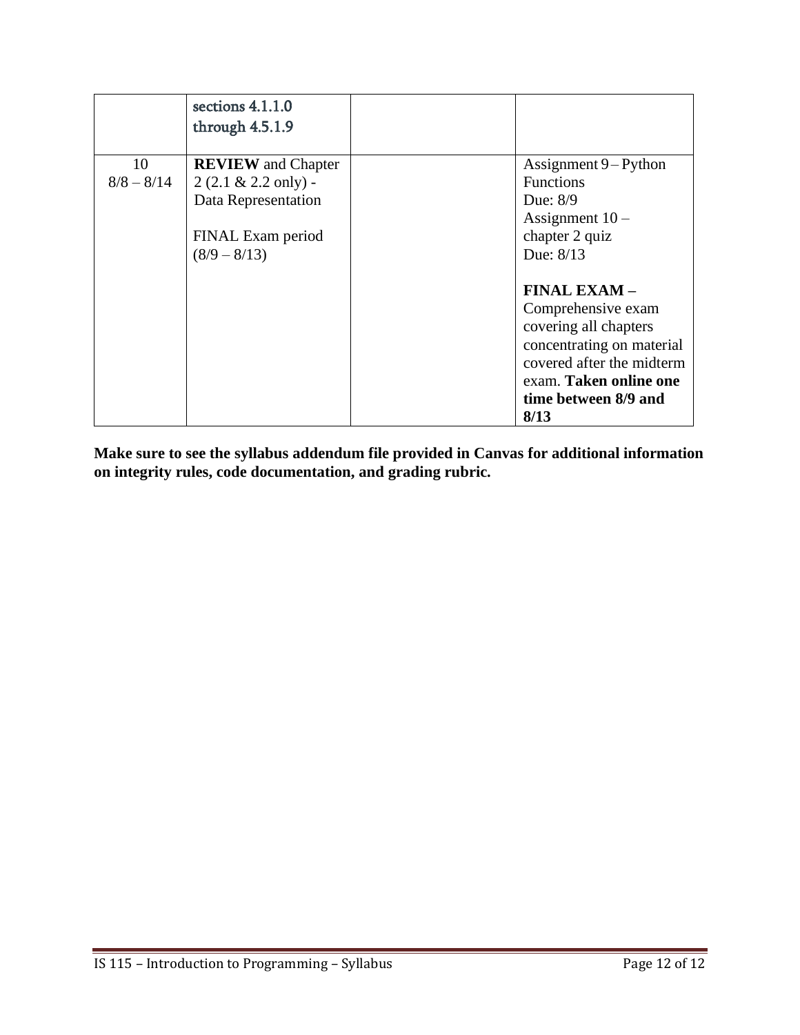| | | | |
|---|---|---|---|
| | sections 4.1.1.0 through 4.5.1.9 | | |
| 10<br>8/8 – 8/14 | **REVIEW** and Chapter 2 (2.1 & 2.2 only) - Data Representation<br><br>FINAL Exam period (8/9 – 8/13) | | Assignment 9 – Python Functions<br>Due: 8/9<br>Assignment 10 – chapter 2 quiz<br>Due: 8/13<br><br>**FINAL EXAM –** Comprehensive exam covering all chapters concentrating on material covered after the midterm exam. **Taken online one time between 8/9 and 8/13** |

**Make sure to see the syllabus addendum file provided in Canvas for additional information on integrity rules, code documentation, and grading rubric.**